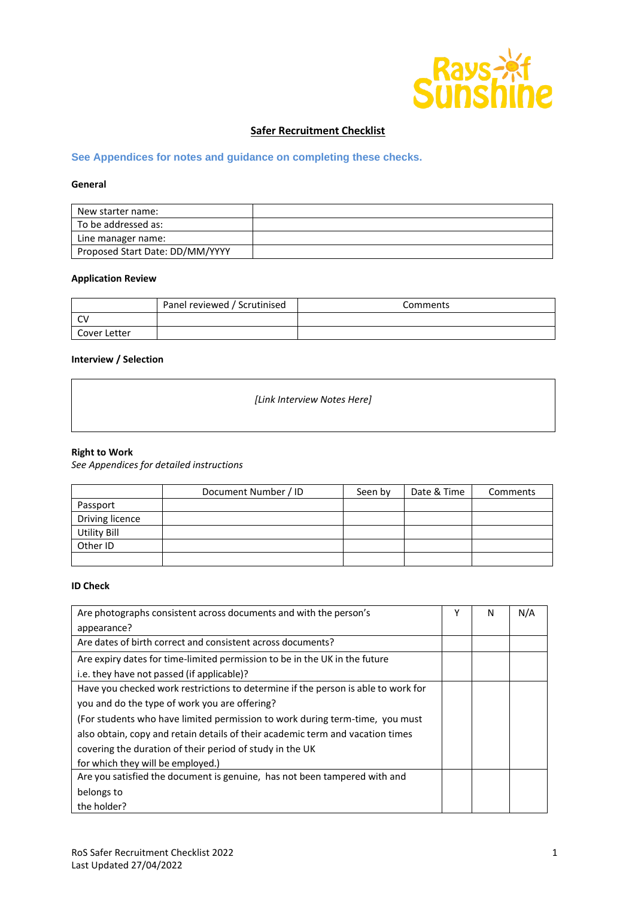# Safer Recruitment Checklist

**See Appendices for notes and guidance on completing these checks.**

### General

| | |
|---|---|
| New starter name: | |
| To be addressed as: | |
| Line manager name: | |
| Proposed Start Date: DD/MM/YYYY | |

### Application Review

| | Panel reviewed / Scrutinised | Comments |
|---|---|---|
| CV | | |
| Cover Letter | | |

### Interview / Selection

| |
|---|
| *[Link Interview Notes Here]* |

### Right to Work

*See Appendices for detailed instructions*

| | Document Number / ID | Seen by | Date & Time | Comments |
|---|---|---|---|---|
| Passport | | | | |
| Driving licence | | | | |
| Utility Bill | | | | |
| Other ID | | | | |
| | | | | |

### ID Check

| | Y | N | N/A |
|---|---|---|---|
| Are photographs consistent across documents and with the person's appearance? | | | |
| Are dates of birth correct and consistent across documents? | | | |
| Are expiry dates for time-limited permission to be in the UK in the future i.e. they have not passed (if applicable)? | | | |
| Have you checked work restrictions to determine if the person is able to work for you and do the type of work you are offering? (For students who have limited permission to work during term-time, you must also obtain, copy and retain details of their academic term and vacation times covering the duration of their period of study in the UK for which they will be employed.) | | | |
| Are you satisfied the document is genuine, has not been tampered with and belongs to the holder? | | | |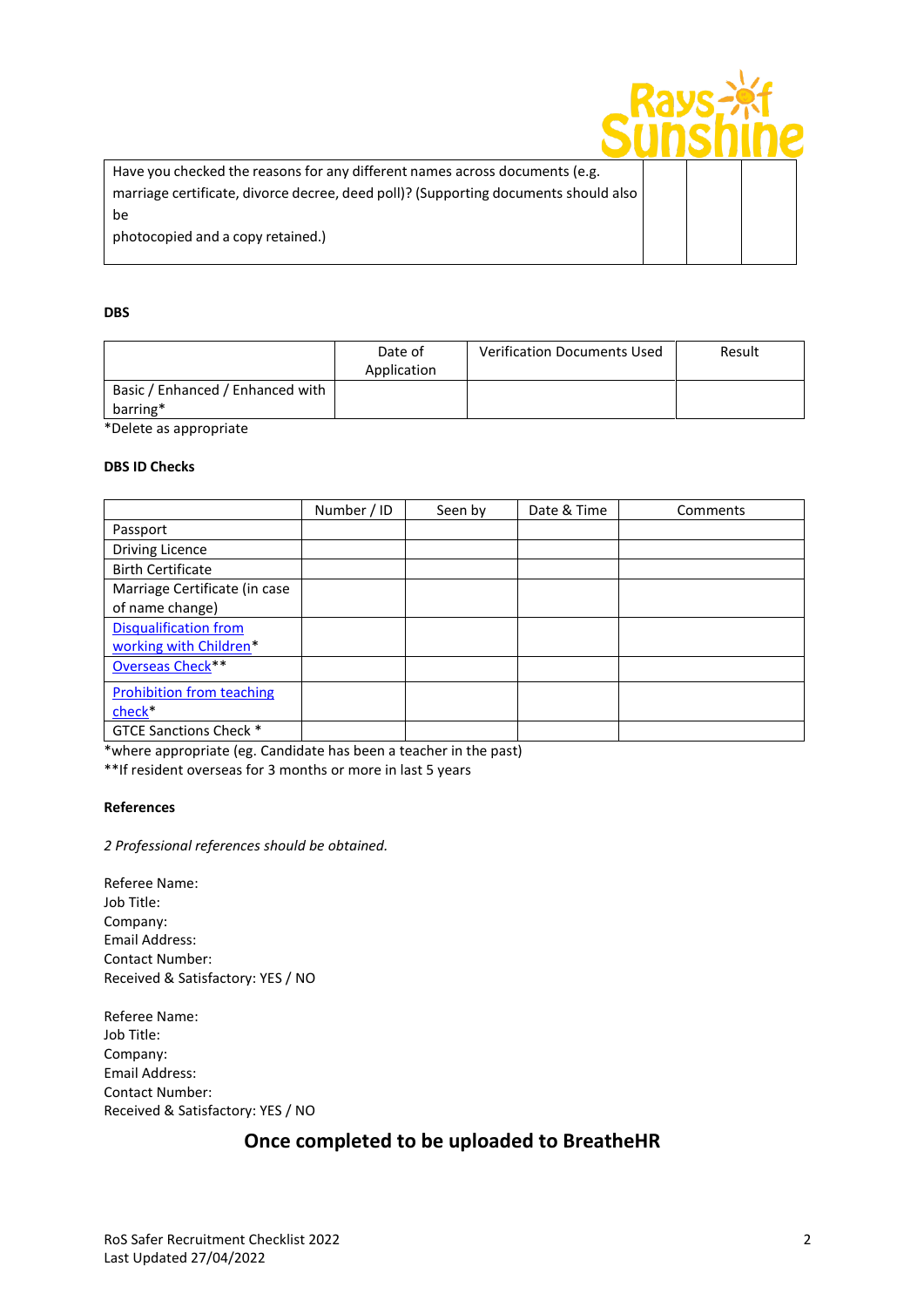| Have you checked the reasons for any different names across documents (e.g. marriage certificate, divorce decree, deed poll)? (Supporting documents should also be photocopied and a copy retained.) | | | |
|---|---|---|---|

**DBS**

| | Date of Application | Verification Documents Used | Result |
|---|---|---|---|
| Basic / Enhanced / Enhanced with barring* | | | |

*Delete as appropriate

**DBS ID Checks**

| | Number / ID | Seen by | Date & Time | Comments |
|---|---|---|---|---|
| Passport | | | | |
| Driving Licence | | | | |
| Birth Certificate | | | | |
| Marriage Certificate (in case of name change) | | | | |
| Disqualification from working with Children* | | | | |
| Overseas Check** | | | | |
| Prohibition from teaching check* | | | | |
| GTCE Sanctions Check * | | | | |

*where appropriate (eg. Candidate has been a teacher in the past)
**If resident overseas for 3 months or more in last 5 years

**References**

*2 Professional references should be obtained.*

Referee Name:
Job Title:
Company:
Email Address:
Contact Number:
Received & Satisfactory: YES / NO

Referee Name:
Job Title:
Company:
Email Address:
Contact Number:
Received & Satisfactory: YES / NO

**Once completed to be uploaded to BreatheHR**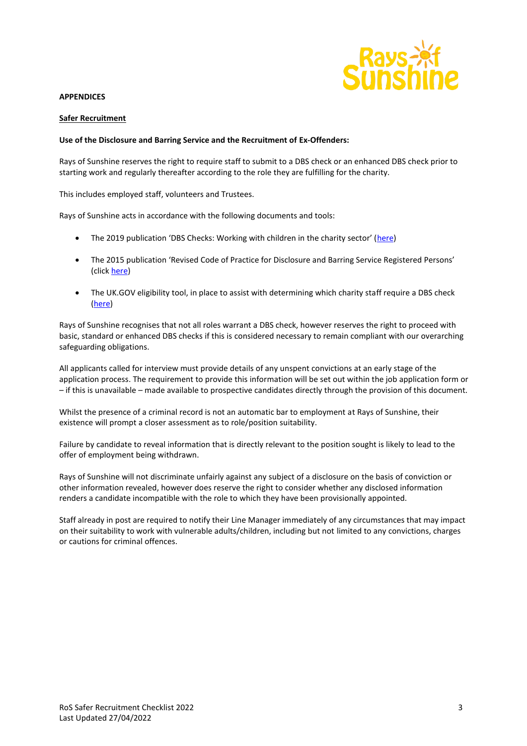**APPENDICES**

**Safer Recruitment**

**Use of the Disclosure and Barring Service and the Recruitment of Ex-Offenders:**

Rays of Sunshine reserves the right to require staff to submit to a DBS check or an enhanced DBS check prior to starting work and regularly thereafter according to the role they are fulfilling for the charity.

This includes employed staff, volunteers and Trustees.

Rays of Sunshine acts in accordance with the following documents and tools:

- The 2019 publication 'DBS Checks: Working with children in the charity sector' (here)
- The 2015 publication 'Revised Code of Practice for Disclosure and Barring Service Registered Persons' (click here)
- The UK.GOV eligibility tool, in place to assist with determining which charity staff require a DBS check (here)

Rays of Sunshine recognises that not all roles warrant a DBS check, however reserves the right to proceed with basic, standard or enhanced DBS checks if this is considered necessary to remain compliant with our overarching safeguarding obligations.

All applicants called for interview must provide details of any unspent convictions at an early stage of the application process. The requirement to provide this information will be set out within the job application form or – if this is unavailable – made available to prospective candidates directly through the provision of this document.

Whilst the presence of a criminal record is not an automatic bar to employment at Rays of Sunshine, their existence will prompt a closer assessment as to role/position suitability.

Failure by candidate to reveal information that is directly relevant to the position sought is likely to lead to the offer of employment being withdrawn.

Rays of Sunshine will not discriminate unfairly against any subject of a disclosure on the basis of conviction or other information revealed, however does reserve the right to consider whether any disclosed information renders a candidate incompatible with the role to which they have been provisionally appointed.

Staff already in post are required to notify their Line Manager immediately of any circumstances that may impact on their suitability to work with vulnerable adults/children, including but not limited to any convictions, charges or cautions for criminal offences.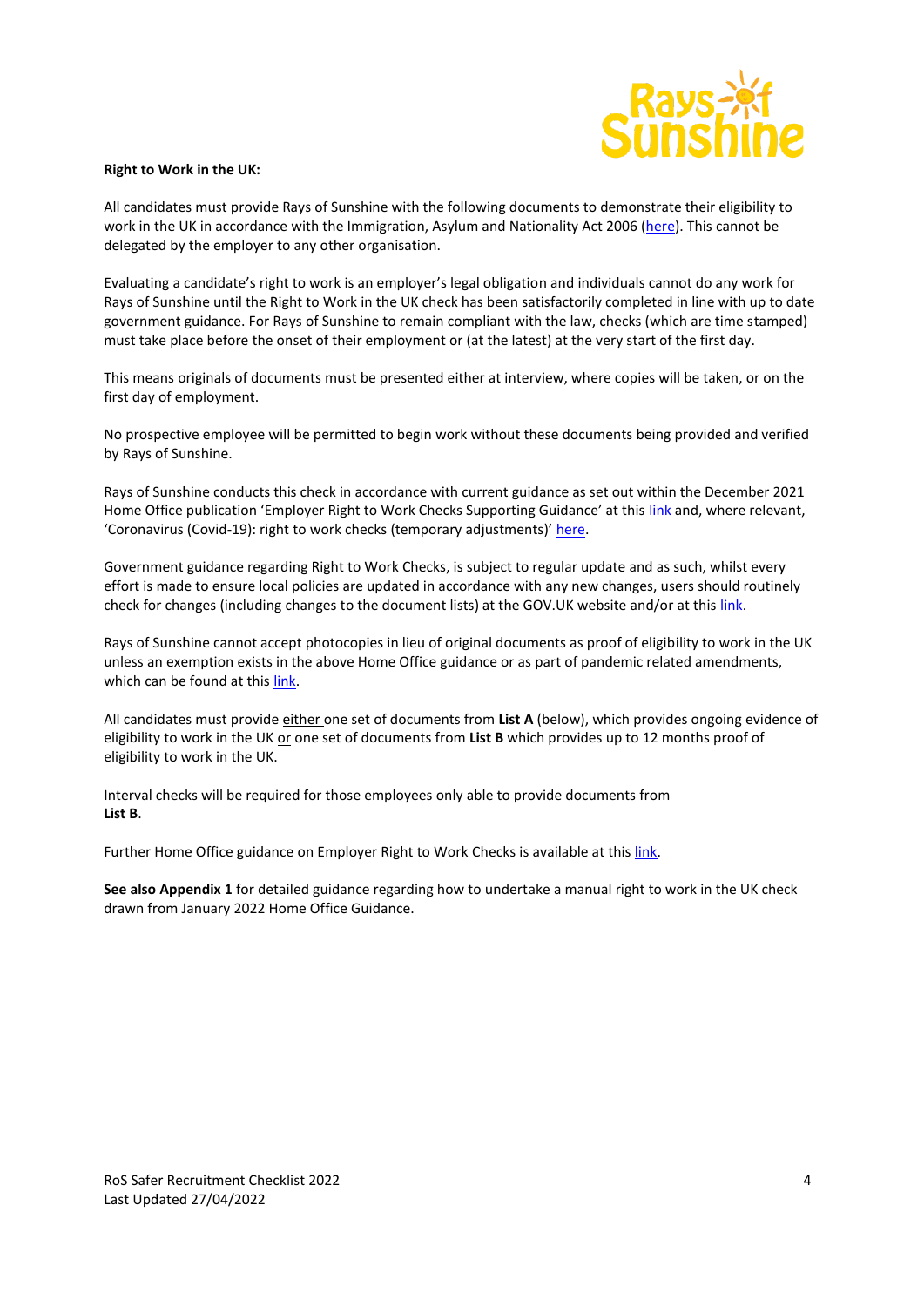**Right to Work in the UK:**

All candidates must provide Rays of Sunshine with the following documents to demonstrate their eligibility to work in the UK in accordance with the Immigration, Asylum and Nationality Act 2006 (here). This cannot be delegated by the employer to any other organisation.

Evaluating a candidate's right to work is an employer's legal obligation and individuals cannot do any work for Rays of Sunshine until the Right to Work in the UK check has been satisfactorily completed in line with up to date government guidance. For Rays of Sunshine to remain compliant with the law, checks (which are time stamped) must take place before the onset of their employment or (at the latest) at the very start of the first day.

This means originals of documents must be presented either at interview, where copies will be taken, or on the first day of employment.

No prospective employee will be permitted to begin work without these documents being provided and verified by Rays of Sunshine.

Rays of Sunshine conducts this check in accordance with current guidance as set out within the December 2021 Home Office publication 'Employer Right to Work Checks Supporting Guidance' at this link and, where relevant, 'Coronavirus (Covid-19): right to work checks (temporary adjustments)' here.

Government guidance regarding Right to Work Checks, is subject to regular update and as such, whilst every effort is made to ensure local policies are updated in accordance with any new changes, users should routinely check for changes (including changes to the document lists) at the GOV.UK website and/or at this link.

Rays of Sunshine cannot accept photocopies in lieu of original documents as proof of eligibility to work in the UK unless an exemption exists in the above Home Office guidance or as part of pandemic related amendments, which can be found at this link.

All candidates must provide either one set of documents from **List A** (below), which provides ongoing evidence of eligibility to work in the UK or one set of documents from **List B** which provides up to 12 months proof of eligibility to work in the UK.

Interval checks will be required for those employees only able to provide documents from **List B**.

Further Home Office guidance on Employer Right to Work Checks is available at this link.

**See also Appendix 1** for detailed guidance regarding how to undertake a manual right to work in the UK check drawn from January 2022 Home Office Guidance.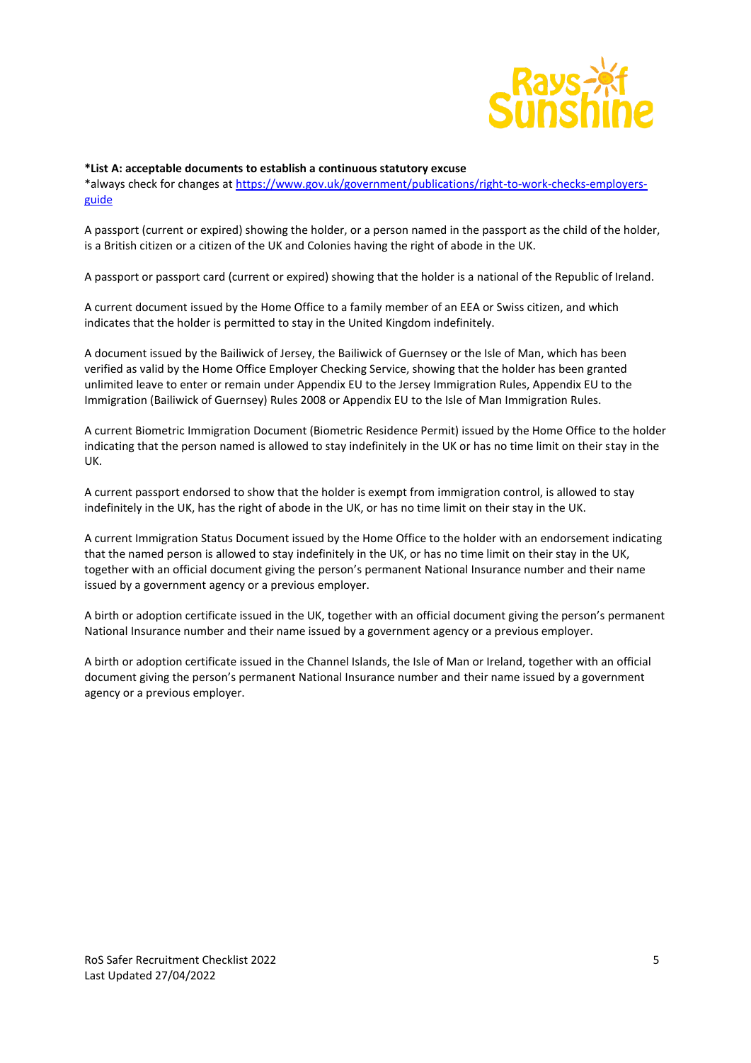**\*List A: acceptable documents to establish a continuous statutory excuse**

*always check for changes at [https://www.gov.uk/government/publications/right-to-work-checks-employers-guide](https://www.gov.uk/government/publications/right-to-work-checks-employers-guide)

A passport (current or expired) showing the holder, or a person named in the passport as the child of the holder, is a British citizen or a citizen of the UK and Colonies having the right of abode in the UK.

A passport or passport card (current or expired) showing that the holder is a national of the Republic of Ireland.

A current document issued by the Home Office to a family member of an EEA or Swiss citizen, and which indicates that the holder is permitted to stay in the United Kingdom indefinitely.

A document issued by the Bailiwick of Jersey, the Bailiwick of Guernsey or the Isle of Man, which has been verified as valid by the Home Office Employer Checking Service, showing that the holder has been granted unlimited leave to enter or remain under Appendix EU to the Jersey Immigration Rules, Appendix EU to the Immigration (Bailiwick of Guernsey) Rules 2008 or Appendix EU to the Isle of Man Immigration Rules.

A current Biometric Immigration Document (Biometric Residence Permit) issued by the Home Office to the holder indicating that the person named is allowed to stay indefinitely in the UK or has no time limit on their stay in the UK.

A current passport endorsed to show that the holder is exempt from immigration control, is allowed to stay indefinitely in the UK, has the right of abode in the UK, or has no time limit on their stay in the UK.

A current Immigration Status Document issued by the Home Office to the holder with an endorsement indicating that the named person is allowed to stay indefinitely in the UK, or has no time limit on their stay in the UK, together with an official document giving the person's permanent National Insurance number and their name issued by a government agency or a previous employer.

A birth or adoption certificate issued in the UK, together with an official document giving the person's permanent National Insurance number and their name issued by a government agency or a previous employer.

A birth or adoption certificate issued in the Channel Islands, the Isle of Man or Ireland, together with an official document giving the person's permanent National Insurance number and their name issued by a government agency or a previous employer.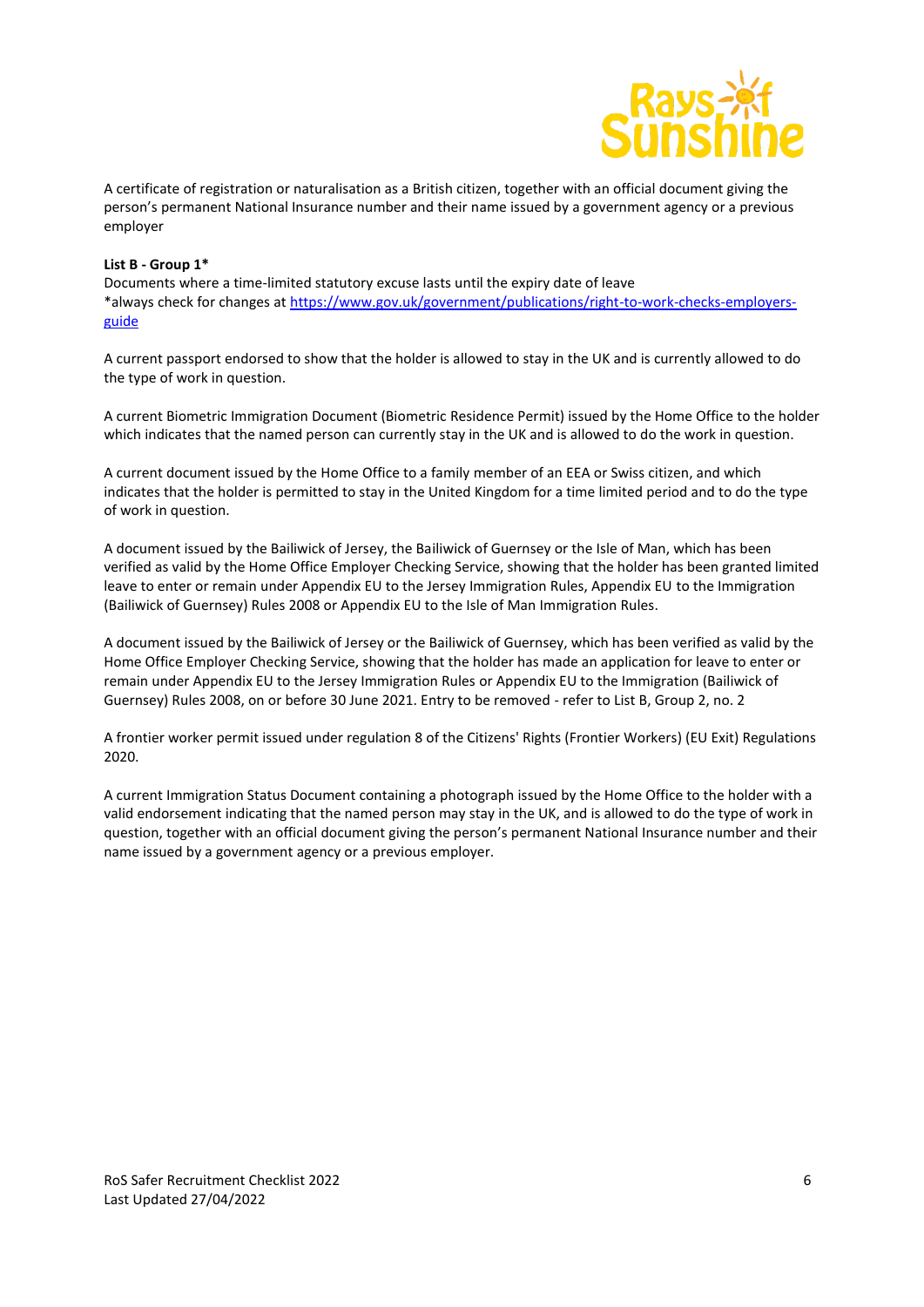A certificate of registration or naturalisation as a British citizen, together with an official document giving the person's permanent National Insurance number and their name issued by a government agency or a previous employer

**List B - Group 1***

Documents where a time-limited statutory excuse lasts until the expiry date of leave
*always check for changes at [https://www.gov.uk/government/publications/right-to-work-checks-employers-guide](https://www.gov.uk/government/publications/right-to-work-checks-employers-guide)

A current passport endorsed to show that the holder is allowed to stay in the UK and is currently allowed to do the type of work in question.

A current Biometric Immigration Document (Biometric Residence Permit) issued by the Home Office to the holder which indicates that the named person can currently stay in the UK and is allowed to do the work in question.

A current document issued by the Home Office to a family member of an EEA or Swiss citizen, and which indicates that the holder is permitted to stay in the United Kingdom for a time limited period and to do the type of work in question.

A document issued by the Bailiwick of Jersey, the Bailiwick of Guernsey or the Isle of Man, which has been verified as valid by the Home Office Employer Checking Service, showing that the holder has been granted limited leave to enter or remain under Appendix EU to the Jersey Immigration Rules, Appendix EU to the Immigration (Bailiwick of Guernsey) Rules 2008 or Appendix EU to the Isle of Man Immigration Rules.

A document issued by the Bailiwick of Jersey or the Bailiwick of Guernsey, which has been verified as valid by the Home Office Employer Checking Service, showing that the holder has made an application for leave to enter or remain under Appendix EU to the Jersey Immigration Rules or Appendix EU to the Immigration (Bailiwick of Guernsey) Rules 2008, on or before 30 June 2021. Entry to be removed - refer to List B, Group 2, no. 2

A frontier worker permit issued under regulation 8 of the Citizens' Rights (Frontier Workers) (EU Exit) Regulations 2020.

A current Immigration Status Document containing a photograph issued by the Home Office to the holder with a valid endorsement indicating that the named person may stay in the UK, and is allowed to do the type of work in question, together with an official document giving the person's permanent National Insurance number and their name issued by a government agency or a previous employer.

RoS Safer Recruitment Checklist 2022
Last Updated 27/04/2022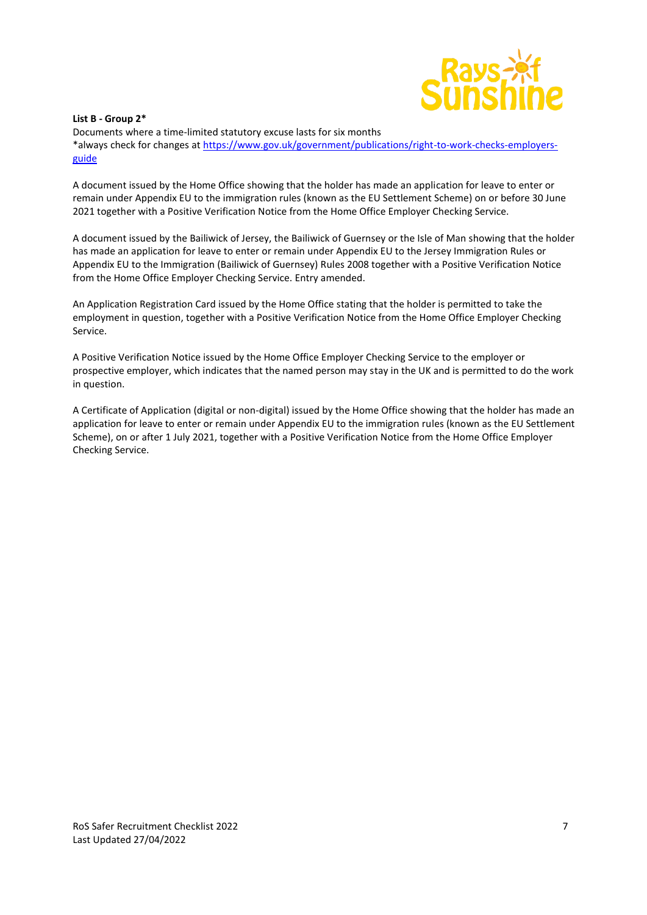**List B - Group 2***

Documents where a time-limited statutory excuse lasts for six months

*always check for changes at [https://www.gov.uk/government/publications/right-to-work-checks-employers-guide](https://www.gov.uk/government/publications/right-to-work-checks-employers-guide)

A document issued by the Home Office showing that the holder has made an application for leave to enter or remain under Appendix EU to the immigration rules (known as the EU Settlement Scheme) on or before 30 June 2021 together with a Positive Verification Notice from the Home Office Employer Checking Service.

A document issued by the Bailiwick of Jersey, the Bailiwick of Guernsey or the Isle of Man showing that the holder has made an application for leave to enter or remain under Appendix EU to the Jersey Immigration Rules or Appendix EU to the Immigration (Bailiwick of Guernsey) Rules 2008 together with a Positive Verification Notice from the Home Office Employer Checking Service. Entry amended.

An Application Registration Card issued by the Home Office stating that the holder is permitted to take the employment in question, together with a Positive Verification Notice from the Home Office Employer Checking Service.

A Positive Verification Notice issued by the Home Office Employer Checking Service to the employer or prospective employer, which indicates that the named person may stay in the UK and is permitted to do the work in question.

A Certificate of Application (digital or non-digital) issued by the Home Office showing that the holder has made an application for leave to enter or remain under Appendix EU to the immigration rules (known as the EU Settlement Scheme), on or after 1 July 2021, together with a Positive Verification Notice from the Home Office Employer Checking Service.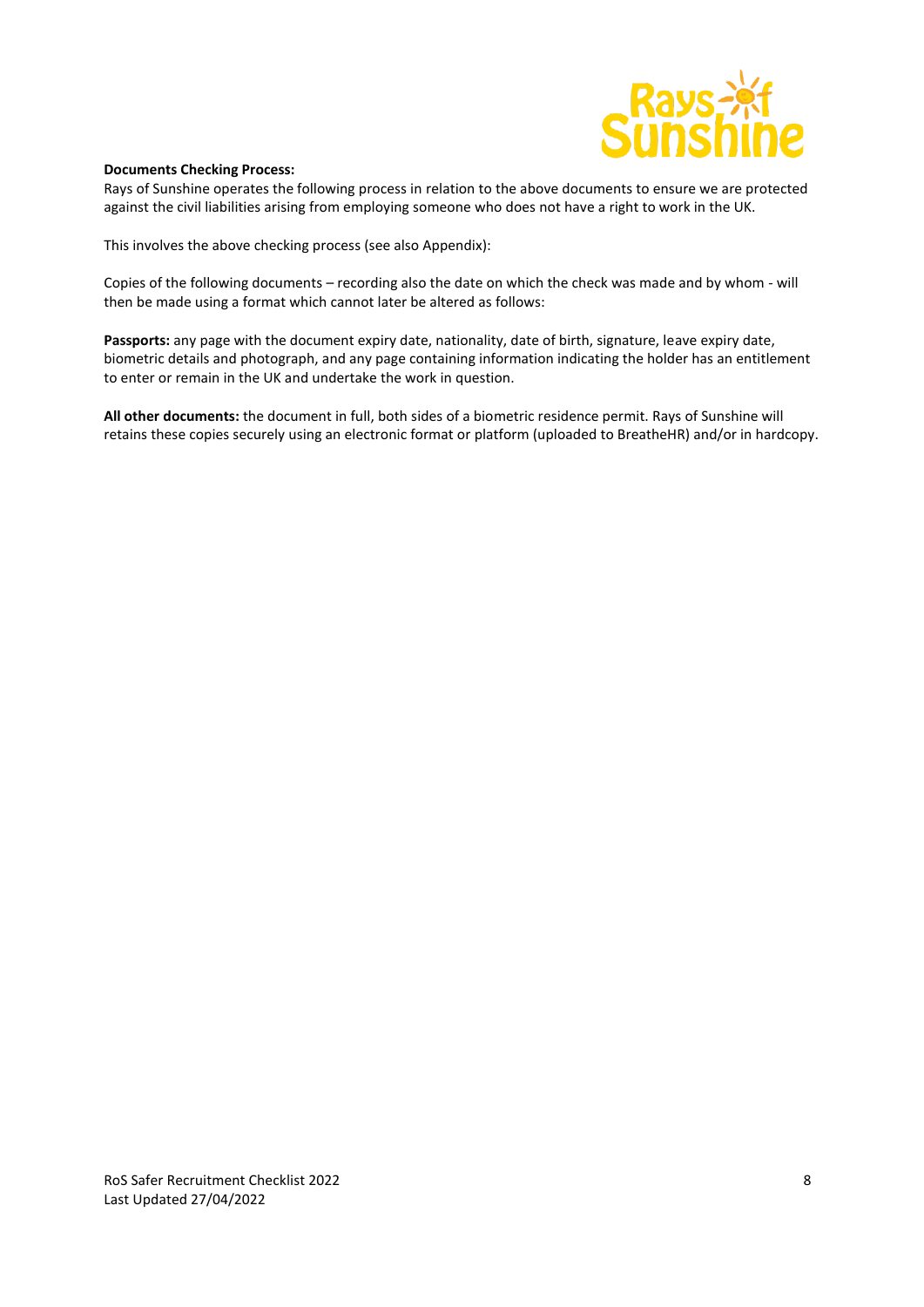**Documents Checking Process:**

Rays of Sunshine operates the following process in relation to the above documents to ensure we are protected against the civil liabilities arising from employing someone who does not have a right to work in the UK.

This involves the above checking process (see also Appendix):

Copies of the following documents – recording also the date on which the check was made and by whom - will then be made using a format which cannot later be altered as follows:

**Passports:** any page with the document expiry date, nationality, date of birth, signature, leave expiry date, biometric details and photograph, and any page containing information indicating the holder has an entitlement to enter or remain in the UK and undertake the work in question.

**All other documents:** the document in full, both sides of a biometric residence permit. Rays of Sunshine will retains these copies securely using an electronic format or platform (uploaded to BreatheHR) and/or in hardcopy.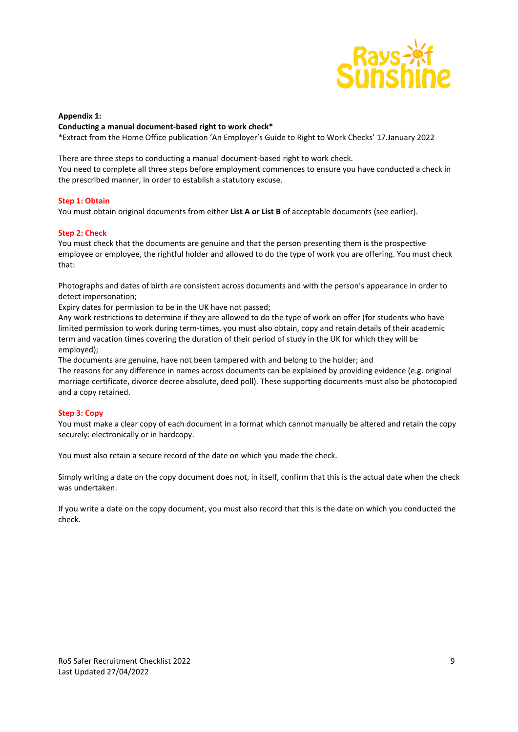**Appendix 1:**

**Conducting a manual document-based right to work check***

*Extract from the Home Office publication 'An Employer's Guide to Right to Work Checks' 17.January 2022

There are three steps to conducting a manual document-based right to work check.
You need to complete all three steps before employment commences to ensure you have conducted a check in the prescribed manner, in order to establish a statutory excuse.

**Step 1: Obtain**

You must obtain original documents from either **List A or List B** of acceptable documents (see earlier).

**Step 2: Check**

You must check that the documents are genuine and that the person presenting them is the prospective employee or employee, the rightful holder and allowed to do the type of work you are offering. You must check that:

Photographs and dates of birth are consistent across documents and with the person's appearance in order to detect impersonation;
Expiry dates for permission to be in the UK have not passed;
Any work restrictions to determine if they are allowed to do the type of work on offer (for students who have limited permission to work during term-times, you must also obtain, copy and retain details of their academic term and vacation times covering the duration of their period of study in the UK for which they will be employed);
The documents are genuine, have not been tampered with and belong to the holder; and
The reasons for any difference in names across documents can be explained by providing evidence (e.g. original marriage certificate, divorce decree absolute, deed poll). These supporting documents must also be photocopied and a copy retained.

**Step 3: Copy**

You must make a clear copy of each document in a format which cannot manually be altered and retain the copy securely: electronically or in hardcopy.

You must also retain a secure record of the date on which you made the check.

Simply writing a date on the copy document does not, in itself, confirm that this is the actual date when the check was undertaken.

If you write a date on the copy document, you must also record that this is the date on which you conducted the check.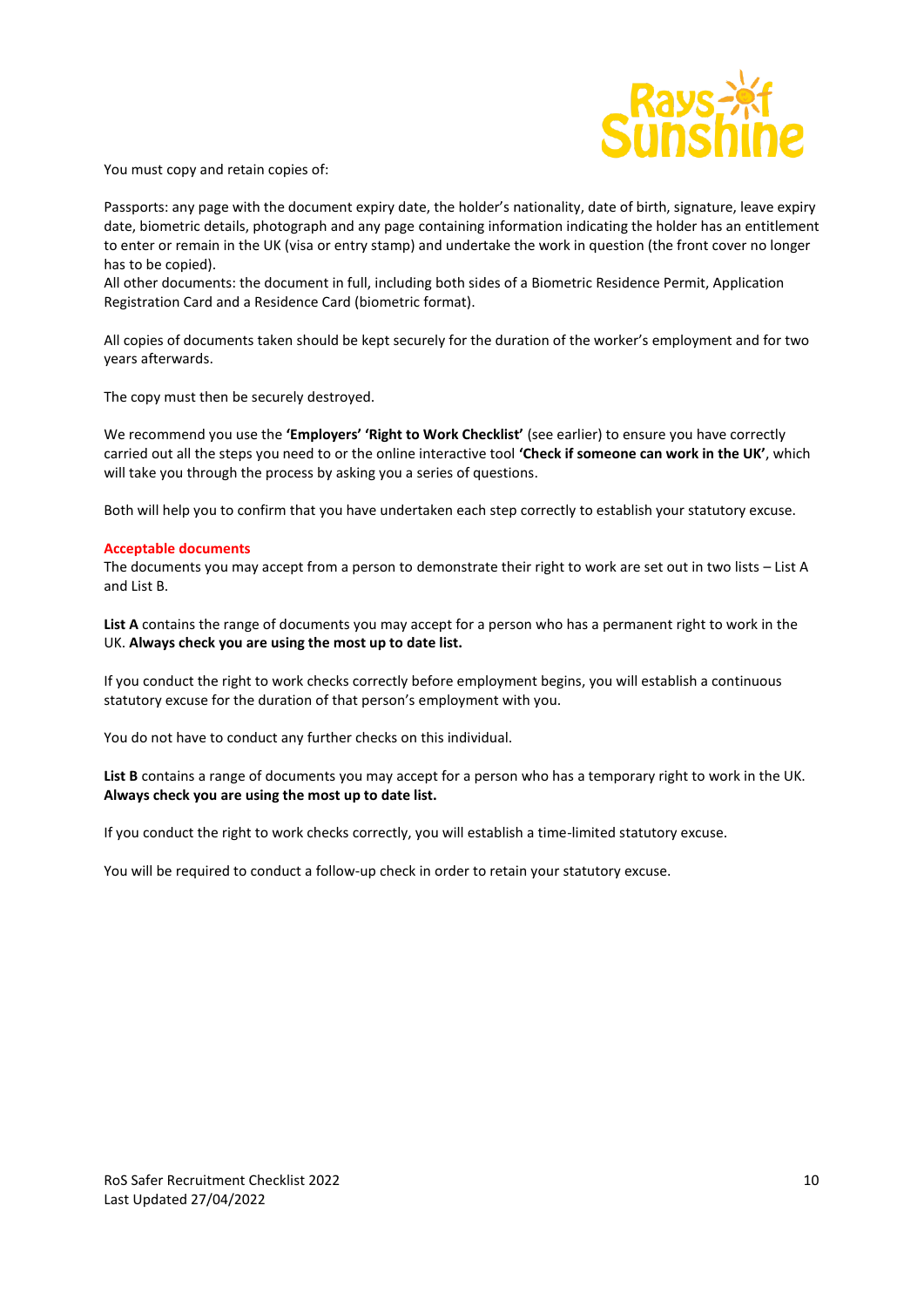You must copy and retain copies of:

Passports: any page with the document expiry date, the holder's nationality, date of birth, signature, leave expiry date, biometric details, photograph and any page containing information indicating the holder has an entitlement to enter or remain in the UK (visa or entry stamp) and undertake the work in question (the front cover no longer has to be copied).
All other documents: the document in full, including both sides of a Biometric Residence Permit, Application Registration Card and a Residence Card (biometric format).

All copies of documents taken should be kept securely for the duration of the worker's employment and for two years afterwards.

The copy must then be securely destroyed.

We recommend you use the **'Employers' 'Right to Work Checklist'** (see earlier) to ensure you have correctly carried out all the steps you need to or the online interactive tool **'Check if someone can work in the UK'**, which will take you through the process by asking you a series of questions.

Both will help you to confirm that you have undertaken each step correctly to establish your statutory excuse.

### Acceptable documents

The documents you may accept from a person to demonstrate their right to work are set out in two lists – List A and List B.

**List A** contains the range of documents you may accept for a person who has a permanent right to work in the UK. **Always check you are using the most up to date list.**

If you conduct the right to work checks correctly before employment begins, you will establish a continuous statutory excuse for the duration of that person's employment with you.

You do not have to conduct any further checks on this individual.

**List B** contains a range of documents you may accept for a person who has a temporary right to work in the UK. **Always check you are using the most up to date list.**

If you conduct the right to work checks correctly, you will establish a time-limited statutory excuse.

You will be required to conduct a follow-up check in order to retain your statutory excuse.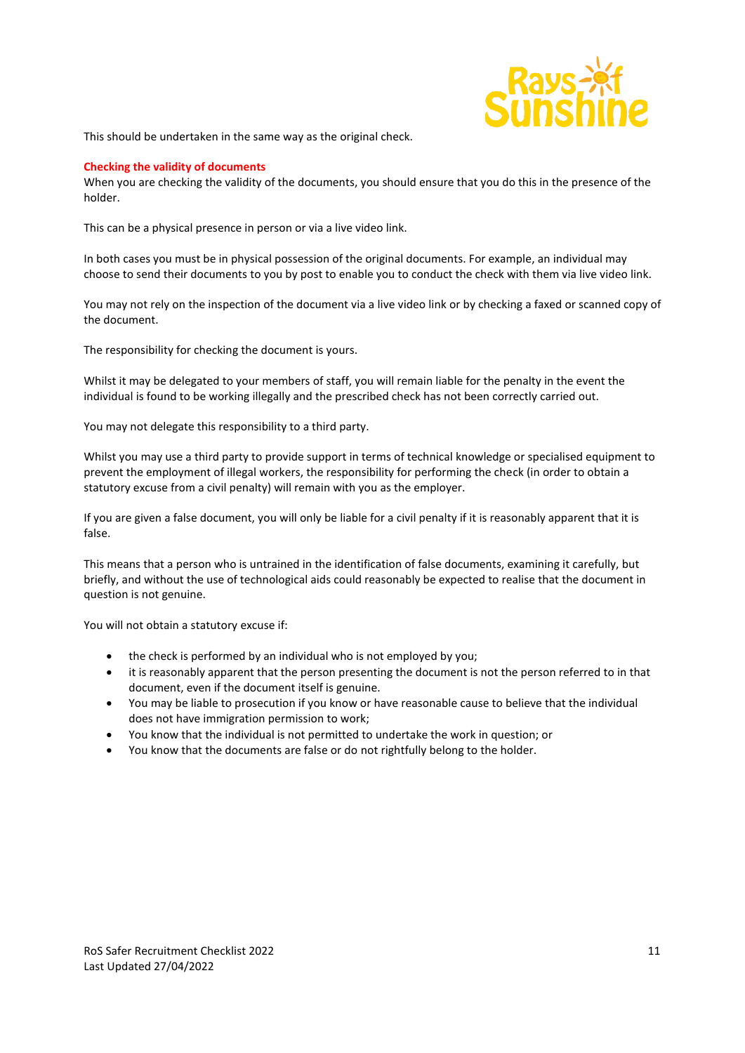This should be undertaken in the same way as the original check.

**Checking the validity of documents**

When you are checking the validity of the documents, you should ensure that you do this in the presence of the holder.

This can be a physical presence in person or via a live video link.

In both cases you must be in physical possession of the original documents. For example, an individual may choose to send their documents to you by post to enable you to conduct the check with them via live video link.

You may not rely on the inspection of the document via a live video link or by checking a faxed or scanned copy of the document.

The responsibility for checking the document is yours.

Whilst it may be delegated to your members of staff, you will remain liable for the penalty in the event the individual is found to be working illegally and the prescribed check has not been correctly carried out.

You may not delegate this responsibility to a third party.

Whilst you may use a third party to provide support in terms of technical knowledge or specialised equipment to prevent the employment of illegal workers, the responsibility for performing the check (in order to obtain a statutory excuse from a civil penalty) will remain with you as the employer.

If you are given a false document, you will only be liable for a civil penalty if it is reasonably apparent that it is false.

This means that a person who is untrained in the identification of false documents, examining it carefully, but briefly, and without the use of technological aids could reasonably be expected to realise that the document in question is not genuine.

You will not obtain a statutory excuse if:

- the check is performed by an individual who is not employed by you;
- it is reasonably apparent that the person presenting the document is not the person referred to in that document, even if the document itself is genuine.
- You may be liable to prosecution if you know or have reasonable cause to believe that the individual does not have immigration permission to work;
- You know that the individual is not permitted to undertake the work in question; or
- You know that the documents are false or do not rightfully belong to the holder.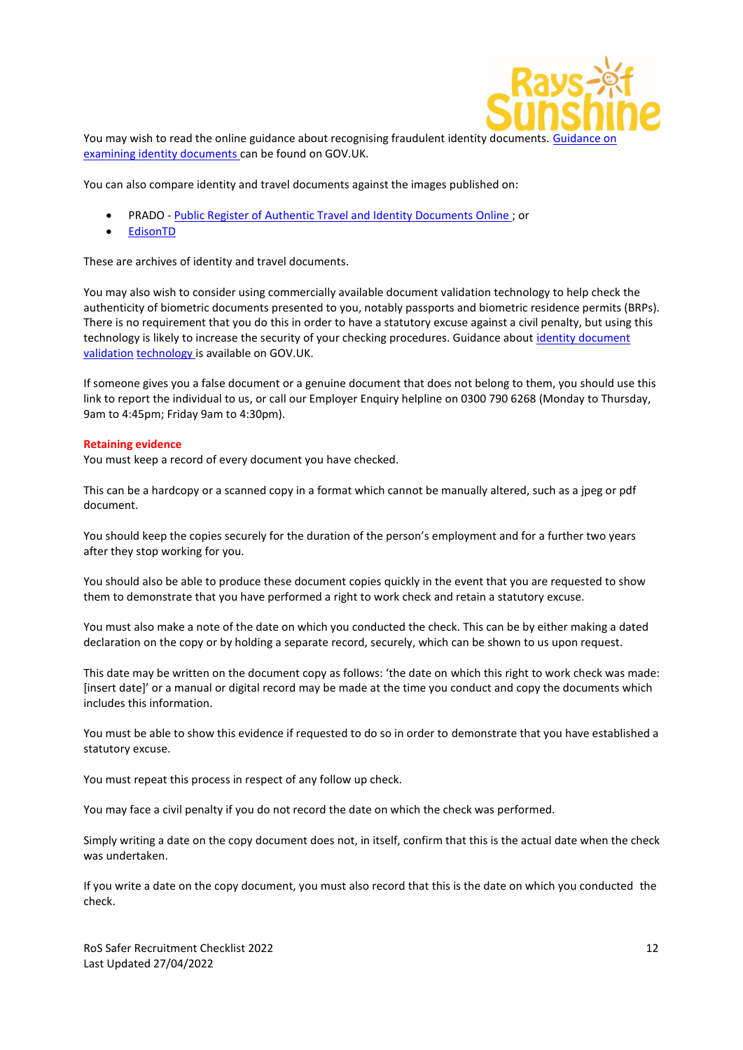You may wish to read the online guidance about recognising fraudulent identity documents. Guidance on examining identity documents can be found on GOV.UK.

You can also compare identity and travel documents against the images published on:

- PRADO - Public Register of Authentic Travel and Identity Documents Online ; or
- EdisonTD

These are archives of identity and travel documents.

You may also wish to consider using commercially available document validation technology to help check the authenticity of biometric documents presented to you, notably passports and biometric residence permits (BRPs). There is no requirement that you do this in order to have a statutory excuse against a civil penalty, but using this technology is likely to increase the security of your checking procedures. Guidance about identity document validation technology is available on GOV.UK.

If someone gives you a false document or a genuine document that does not belong to them, you should use this link to report the individual to us, or call our Employer Enquiry helpline on 0300 790 6268 (Monday to Thursday, 9am to 4:45pm; Friday 9am to 4:30pm).

**Retaining evidence**

You must keep a record of every document you have checked.

This can be a hardcopy or a scanned copy in a format which cannot be manually altered, such as a jpeg or pdf document.

You should keep the copies securely for the duration of the person's employment and for a further two years after they stop working for you.

You should also be able to produce these document copies quickly in the event that you are requested to show them to demonstrate that you have performed a right to work check and retain a statutory excuse.

You must also make a note of the date on which you conducted the check. This can be by either making a dated declaration on the copy or by holding a separate record, securely, which can be shown to us upon request.

This date may be written on the document copy as follows: 'the date on which this right to work check was made: [insert date]' or a manual or digital record may be made at the time you conduct and copy the documents which includes this information.

You must be able to show this evidence if requested to do so in order to demonstrate that you have established a statutory excuse.

You must repeat this process in respect of any follow up check.

You may face a civil penalty if you do not record the date on which the check was performed.

Simply writing a date on the copy document does not, in itself, confirm that this is the actual date when the check was undertaken.

If you write a date on the copy document, you must also record that this is the date on which you conducted the check.